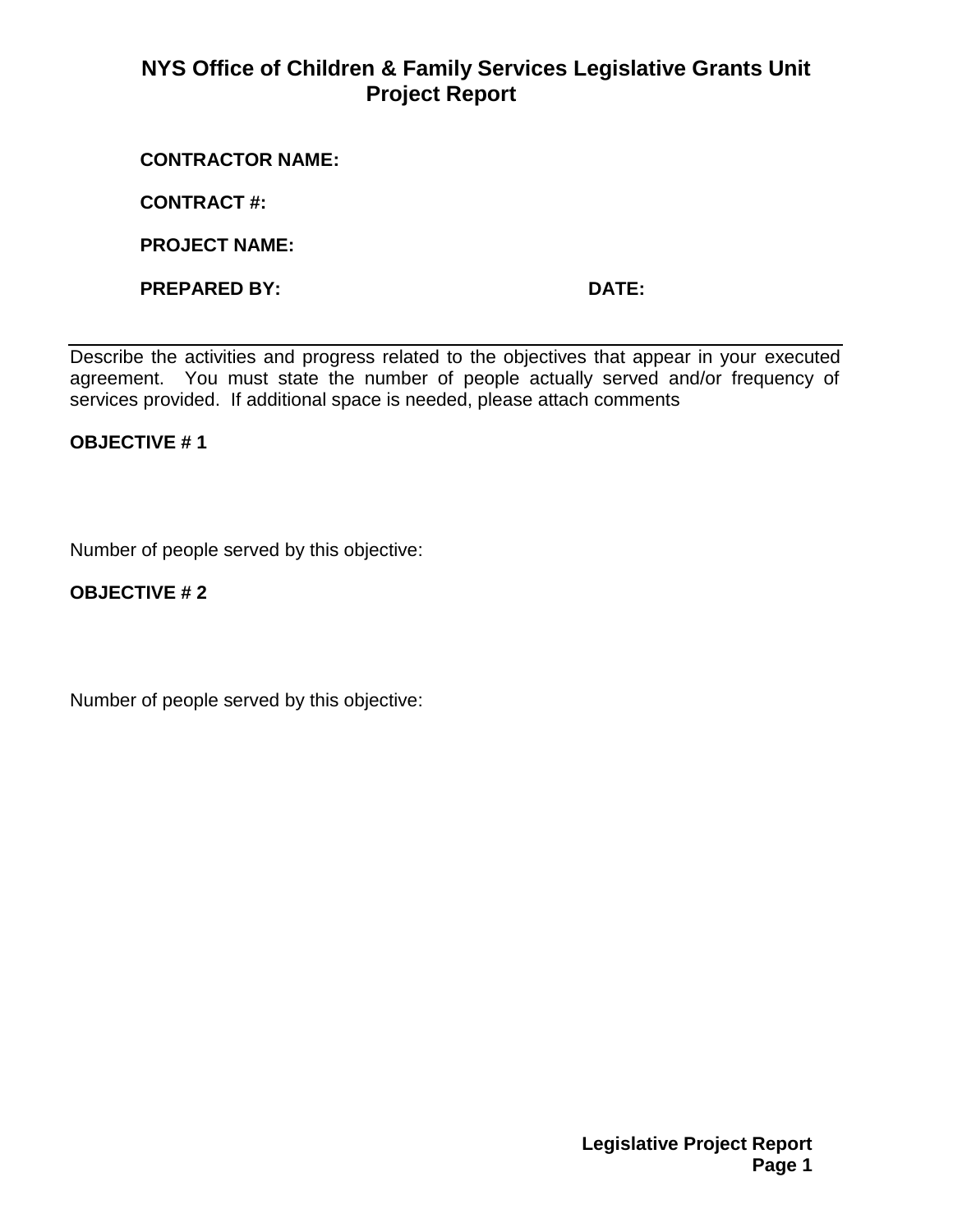# NYS Office of Children & Family Services Legislative Grants Unit
## Project Report

**CONTRACTOR NAME:**

**CONTRACT #:**

**PROJECT NAME:**

**PREPARED BY:** **DATE:**

---

Describe the activities and progress related to the objectives that appear in your executed agreement. You must state the number of people actually served and/or frequency of services provided. If additional space is needed, please attach comments

**OBJECTIVE # 1**

Number of people served by this objective:

**OBJECTIVE # 2**

Number of people served by this objective: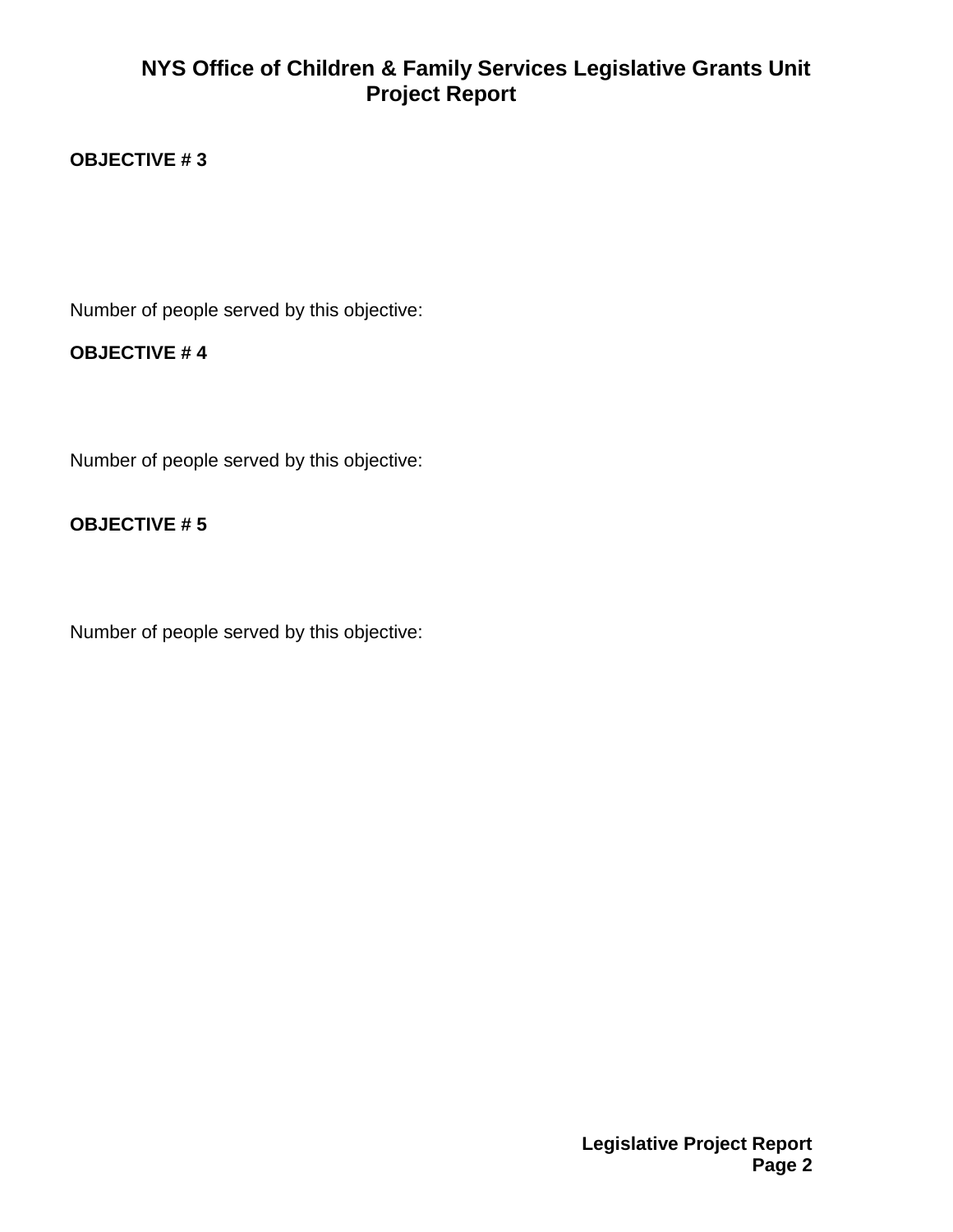**OBJECTIVE # 3**

Number of people served by this objective:

**OBJECTIVE # 4**

Number of people served by this objective:

**OBJECTIVE # 5**

Number of people served by this objective: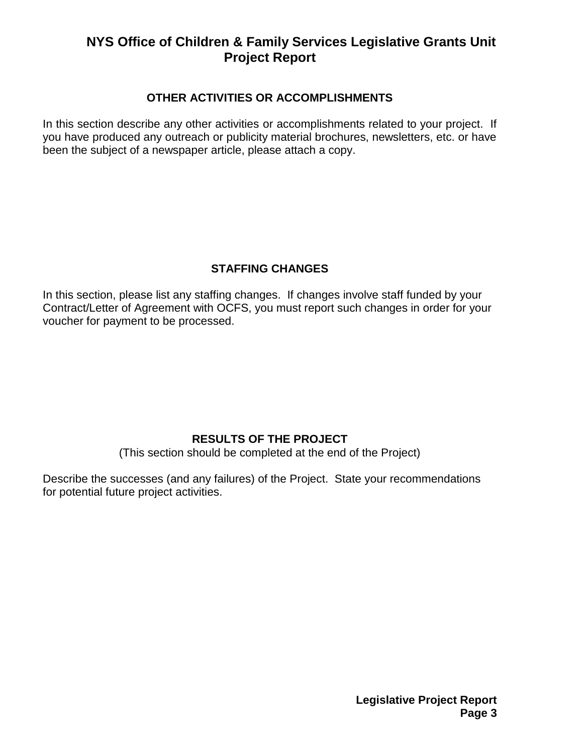# NYS Office of Children & Family Services Legislative Grants Unit Project Report

## OTHER ACTIVITIES OR ACCOMPLISHMENTS

In this section describe any other activities or accomplishments related to your project. If you have produced any outreach or publicity material brochures, newsletters, etc. or have been the subject of a newspaper article, please attach a copy.

## STAFFING CHANGES

In this section, please list any staffing changes. If changes involve staff funded by your Contract/Letter of Agreement with OCFS, you must report such changes in order for your voucher for payment to be processed.

## RESULTS OF THE PROJECT

(This section should be completed at the end of the Project)

Describe the successes (and any failures) of the Project. State your recommendations for potential future project activities.